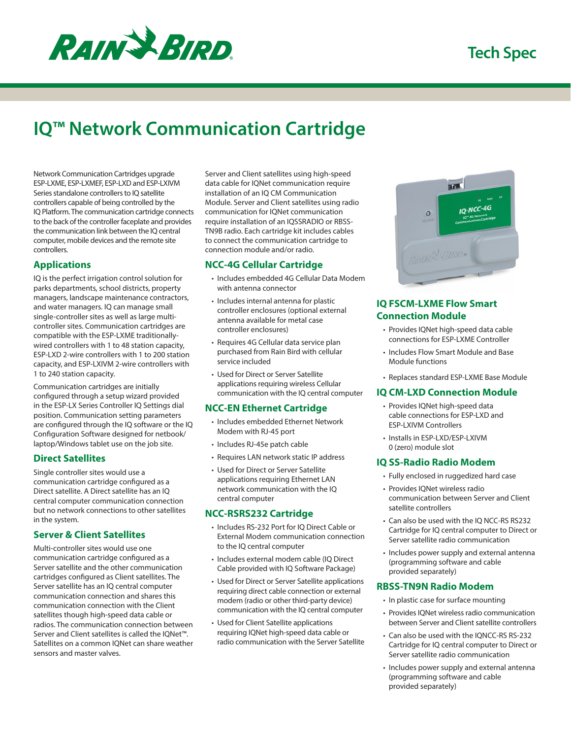# IQ™ Network Communication Cartridge

Network Communication Cartridges upgrade ESP-LXME, ESP-LXMEF, ESP-LXD and ESP-LXIVM Series standalone controllers to IQ satellite controllers capable of being controlled by the IQ Platform. The communication cartridge connects to the back of the controller faceplate and provides the communication link between the IQ central computer, mobile devices and the remote site controllers.

## Applications

IQ is the perfect irrigation control solution for parks departments, school districts, property managers, landscape maintenance contractors, and water managers. IQ can manage small single-controller sites as well as large multi-controller sites. Communication cartridges are compatible with the ESP-LXME traditionally-wired controllers with 1 to 48 station capacity, ESP-LXD 2-wire controllers with 1 to 200 station capacity, and ESP-LXIVM 2-wire controllers with 1 to 240 station capacity.

Communication cartridges are initially configured through a setup wizard provided in the ESP-LX Series Controller IQ Settings dial position. Communication setting parameters are configured through the IQ software or the IQ Configuration Software designed for netbook/laptop/Windows tablet use on the job site.

## Direct Satellites

Single controller sites would use a communication cartridge configured as a Direct satellite. A Direct satellite has an IQ central computer communication connection but no network connections to other satellites in the system.

## Server & Client Satellites

Multi-controller sites would use one communication cartridge configured as a Server satellite and the other communication cartridges configured as Client satellites. The Server satellite has an IQ central computer communication connection and shares this communication connection with the Client satellites though high-speed data cable or radios. The communication connection between Server and Client satellites is called the IQNet™. Satellites on a common IQNet can share weather sensors and master valves.

Server and Client satellites using high-speed data cable for IQNet communication require installation of an IQ CM Communication Module. Server and Client satellites using radio communication for IQNet communication require installation of an IQSSRADIO or RBSS-TN9B radio. Each cartridge kit includes cables to connect the communication cartridge to connection module and/or radio.

## NCC-4G Cellular Cartridge

- Includes embedded 4G Cellular Data Modem with antenna connector
- Includes internal antenna for plastic controller enclosures (optional external antenna available for metal case controller enclosures)
- Requires 4G Cellular data service plan purchased from Rain Bird with cellular service included
- Used for Direct or Server Satellite applications requiring wireless Cellular communication with the IQ central computer

## NCC-EN Ethernet Cartridge

- Includes embedded Ethernet Network Modem with RJ-45 port
- Includes RJ-45e patch cable
- Requires LAN network static IP address
- Used for Direct or Server Satellite applications requiring Ethernet LAN network communication with the IQ central computer

## NCC-RSRS232 Cartridge

- Includes RS-232 Port for IQ Direct Cable or External Modem communication connection to the IQ central computer
- Includes external modem cable (IQ Direct Cable provided with IQ Software Package)
- Used for Direct or Server Satellite applications requiring direct cable connection or external modem (radio or other third-party device) communication with the IQ central computer
- Used for Client Satellite applications requiring IQNet high-speed data cable or radio communication with the Server Satellite

## IQ FSCM-LXME Flow Smart Connection Module

- Provides IQNet high-speed data cable connections for ESP-LXME Controller
- Includes Flow Smart Module and Base Module functions
- Replaces standard ESP-LXME Base Module

## IQ CM-LXD Connection Module

- Provides IQNet high-speed data cable connections for ESP-LXD and ESP-LXIVM Controllers
- Installs in ESP-LXD/ESP-LXIVM 0 (zero) module slot

## IQ SS-Radio Radio Modem

- Fully enclosed in ruggedized hard case
- Provides IQNet wireless radio communication between Server and Client satellite controllers
- Can also be used with the IQ NCC-RS RS232 Cartridge for IQ central computer to Direct or Server satellite radio communication
- Includes power supply and external antenna (programming software and cable provided separately)

## RBSS-TN9N Radio Modem

- In plastic case for surface mounting
- Provides IQNet wireless radio communication between Server and Client satellite controllers
- Can also be used with the IQNCC-RS RS-232 Cartridge for IQ central computer to Direct or Server satellite radio communication
- Includes power supply and external antenna (programming software and cable provided separately)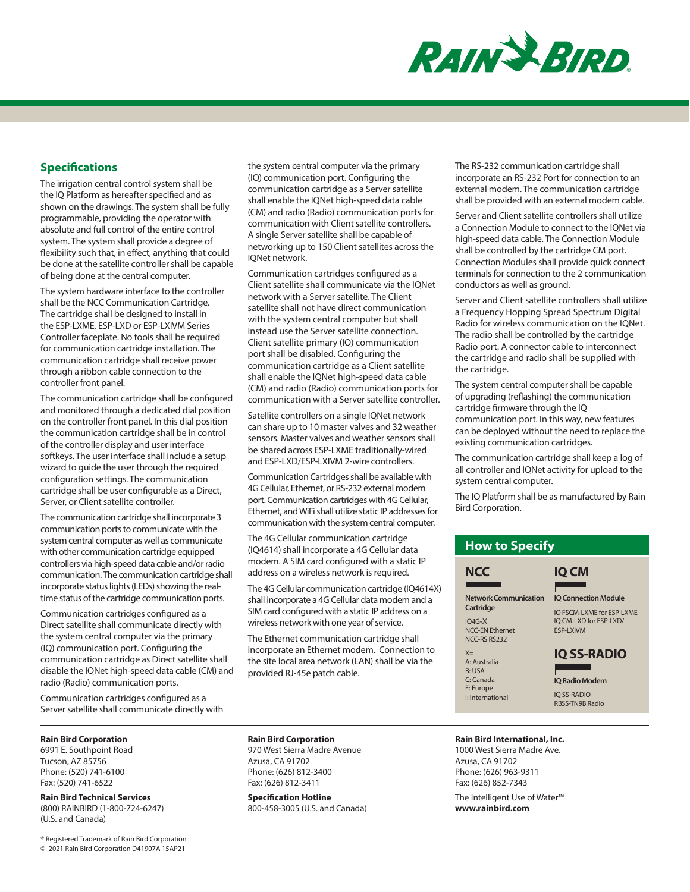## Specifications

The irrigation central control system shall be the IQ Platform as hereafter specified and as shown on the drawings. The system shall be fully programmable, providing the operator with absolute and full control of the entire control system. The system shall provide a degree of flexibility such that, in effect, anything that could be done at the satellite controller shall be capable of being done at the central computer.

The system hardware interface to the controller shall be the NCC Communication Cartridge. The cartridge shall be designed to install in the ESP-LXME, ESP-LXD or ESP-LXIVM Series Controller faceplate. No tools shall be required for communication cartridge installation. The communication cartridge shall receive power through a ribbon cable connection to the controller front panel.

The communication cartridge shall be configured and monitored through a dedicated dial position on the controller front panel. In this dial position the communication cartridge shall be in control of the controller display and user interface softkeys. The user interface shall include a setup wizard to guide the user through the required configuration settings. The communication cartridge shall be user configurable as a Direct, Server, or Client satellite controller.

The communication cartridge shall incorporate 3 communication ports to communicate with the system central computer as well as communicate with other communication cartridge equipped controllers via high-speed data cable and/or radio communication. The communication cartridge shall incorporate status lights (LEDs) showing the real-time status of the cartridge communication ports.

Communication cartridges configured as a Direct satellite shall communicate directly with the system central computer via the primary (IQ) communication port. Configuring the communication cartridge as Direct satellite shall disable the IQNet high-speed data cable (CM) and radio (Radio) communication ports.

Communication cartridges configured as a Server satellite shall communicate directly with the system central computer via the primary (IQ) communication port. Configuring the communication cartridge as a Server satellite shall enable the IQNet high-speed data cable (CM) and radio (Radio) communication ports for communication with Client satellite controllers. A single Server satellite shall be capable of networking up to 150 Client satellites across the IQNet network.

Communication cartridges configured as a Client satellite shall communicate via the IQNet network with a Server satellite. The Client satellite shall not have direct communication with the system central computer but shall instead use the Server satellite connection. Client satellite primary (IQ) communication port shall be disabled. Configuring the communication cartridge as a Client satellite shall enable the IQNet high-speed data cable (CM) and radio (Radio) communication ports for communication with a Server satellite controller.

Satellite controllers on a single IQNet network can share up to 10 master valves and 32 weather sensors. Master valves and weather sensors shall be shared across ESP-LXME traditionally-wired and ESP-LXD/ESP-LXIVM 2-wire controllers.

Communication Cartridges shall be available with 4G Cellular, Ethernet, or RS-232 external modem port. Communication cartridges with 4G Cellular, Ethernet, and WiFi shall utilize static IP addresses for communication with the system central computer.

The 4G Cellular communication cartridge (IQ4614) shall incorporate a 4G Cellular data modem. A SIM card configured with a static IP address on a wireless network is required.

The 4G Cellular communication cartridge (IQ4614X) shall incorporate a 4G Cellular data modem and a SIM card configured with a static IP address on a wireless network with one year of service.

The Ethernet communication cartridge shall incorporate an Ethernet modem. Connection to the site local area network (LAN) shall be via the provided RJ-45e patch cable.

The RS-232 communication cartridge shall incorporate an RS-232 Port for connection to an external modem. The communication cartridge shall be provided with an external modem cable.

Server and Client satellite controllers shall utilize a Connection Module to connect to the IQNet via high-speed data cable. The Connection Module shall be controlled by the cartridge CM port. Connection Modules shall provide quick connect terminals for connection to the 2 communication conductors as well as ground.

Server and Client satellite controllers shall utilize a Frequency Hopping Spread Spectrum Digital Radio for wireless communication on the IQNet. The radio shall be controlled by the cartridge Radio port. A connector cable to interconnect the cartridge and radio shall be supplied with the cartridge.

The system central computer shall be capable of upgrading (reflashing) the communication cartridge firmware through the IQ communication port. In this way, new features can be deployed without the need to replace the existing communication cartridges.

The communication cartridge shall keep a log of all controller and IQNet activity for upload to the system central computer.

The IQ Platform shall be as manufactured by Rain Bird Corporation.

## How to Specify

### NCC

**Network Communication Cartridge**

IQ4G-X
NCC-EN Ethernet
NCC-RS RS232

X=
A: Australia
B: USA
C: Canada
E: Europe
I: International

### IQ CM

**IQ Connection Module**

IQ FSCM-LXME for ESP-LXME
IQ CM-LXD for ESP-LXD/ESP-LXIVM

### IQ SS-RADIO

**IQ Radio Modem**

IQ SS-RADIO
RBSS-TN9B Radio

---

**Rain Bird Corporation**
6991 E. Southpoint Road
Tucson, AZ 85756
Phone: (520) 741-6100
Fax: (520) 741-6522

**Rain Bird Technical Services**
(800) RAINBIRD (1-800-724-6247)
(U.S. and Canada)

**Rain Bird Corporation**
970 West Sierra Madre Avenue
Azusa, CA 91702
Phone: (626) 812-3400
Fax: (626) 812-3411

**Specification Hotline**
800-458-3005 (U.S. and Canada)

**Rain Bird International, Inc.**
1000 West Sierra Madre Ave.
Azusa, CA 91702
Phone: (626) 963-9311
Fax: (626) 852-7343

The Intelligent Use of Water™
**www.rainbird.com**

® Registered Trademark of Rain Bird Corporation
© 2021 Rain Bird Corporation D41907A 15AP21